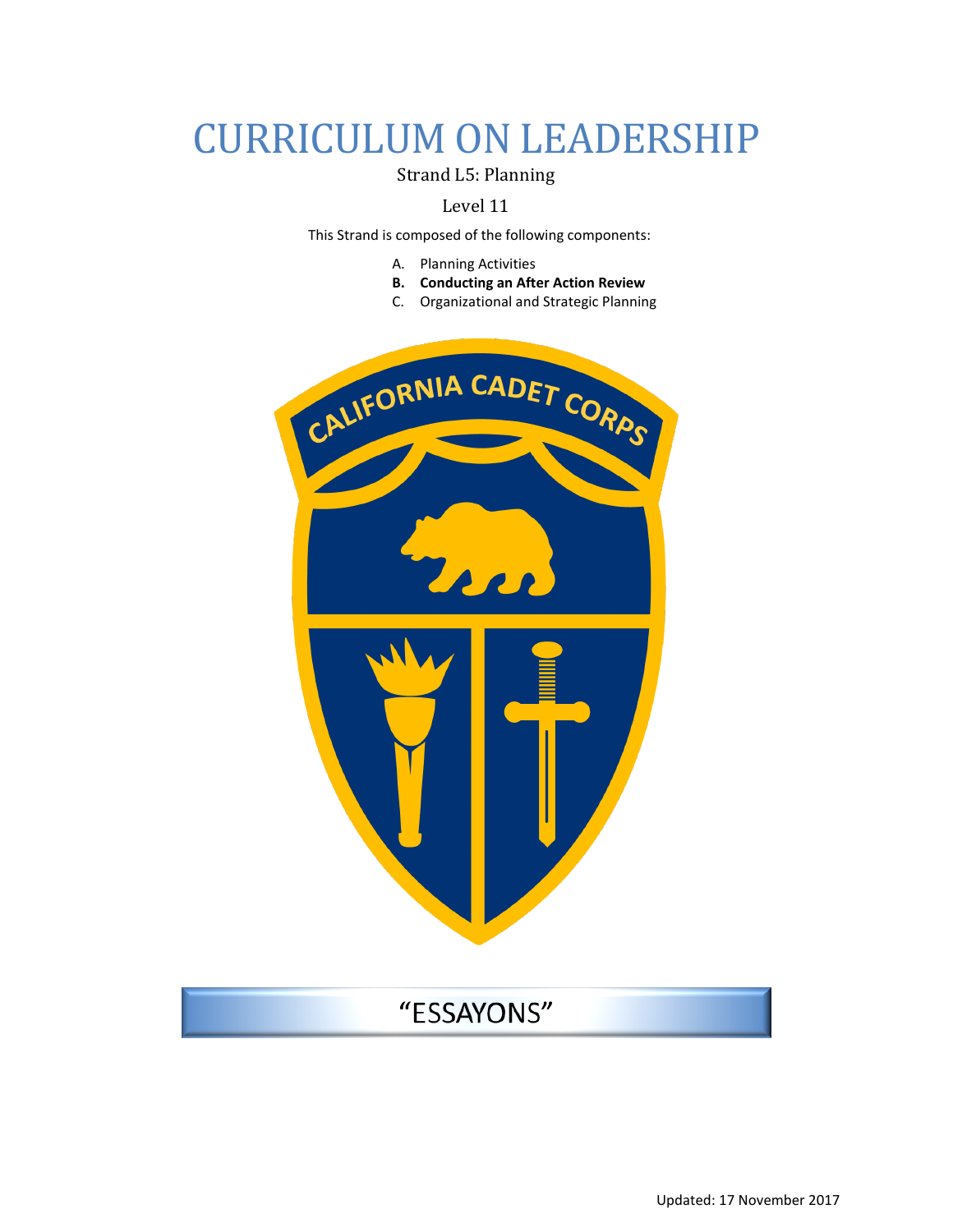# CURRICULUM ON LEADERSHIP

Strand L5: Planning

Level 11

This Strand is composed of the following components:

A. Planning Activities
**B. Conducting an After Action Review**
C. Organizational and Strategic Planning

"ESSAYONS"

Updated: 17 November 2017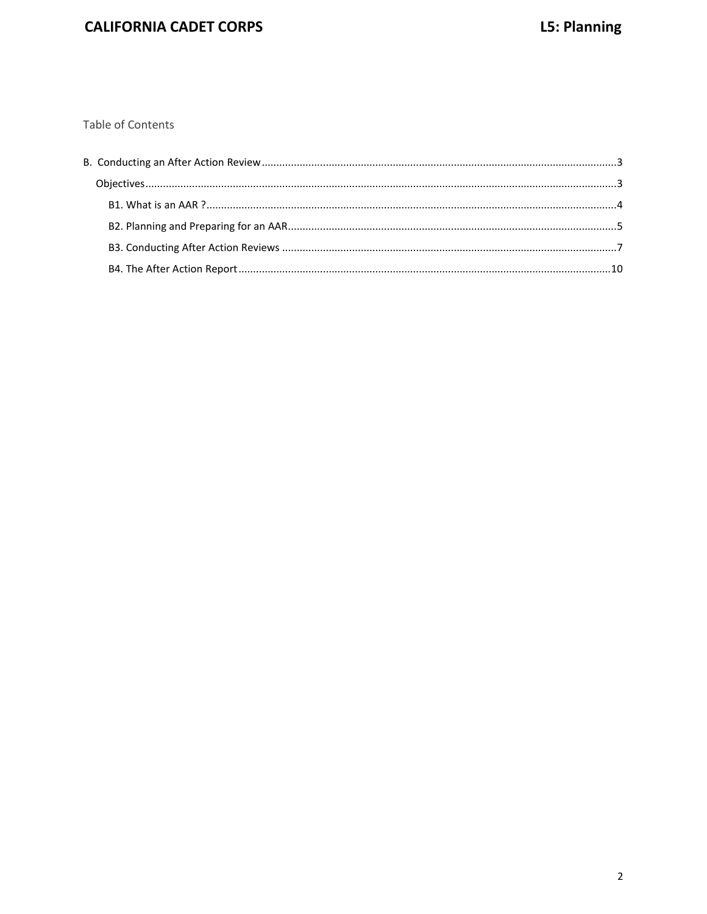Table of Contents

B. Conducting an After Action Review .......... 3

- Objectives .......... 3
  - B1. What is an AAR ? .......... 4
  - B2. Planning and Preparing for an AAR .......... 5
  - B3. Conducting After Action Reviews .......... 7
  - B4. The After Action Report .......... 10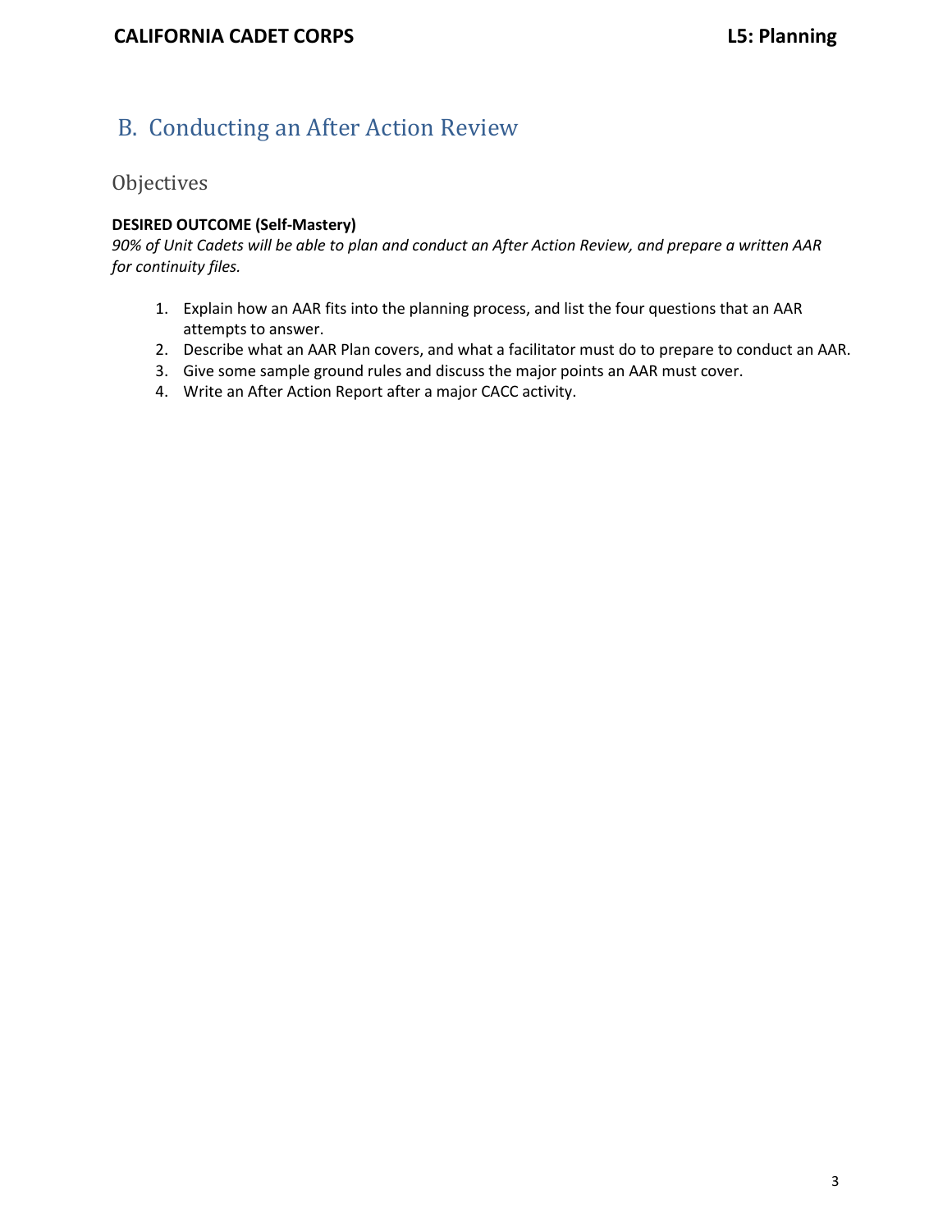## B. Conducting an After Action Review

### Objectives

**DESIRED OUTCOME (Self-Mastery)**
*90% of Unit Cadets will be able to plan and conduct an After Action Review, and prepare a written AAR for continuity files.*

1. Explain how an AAR fits into the planning process, and list the four questions that an AAR attempts to answer.
2. Describe what an AAR Plan covers, and what a facilitator must do to prepare to conduct an AAR.
3. Give some sample ground rules and discuss the major points an AAR must cover.
4. Write an After Action Report after a major CACC activity.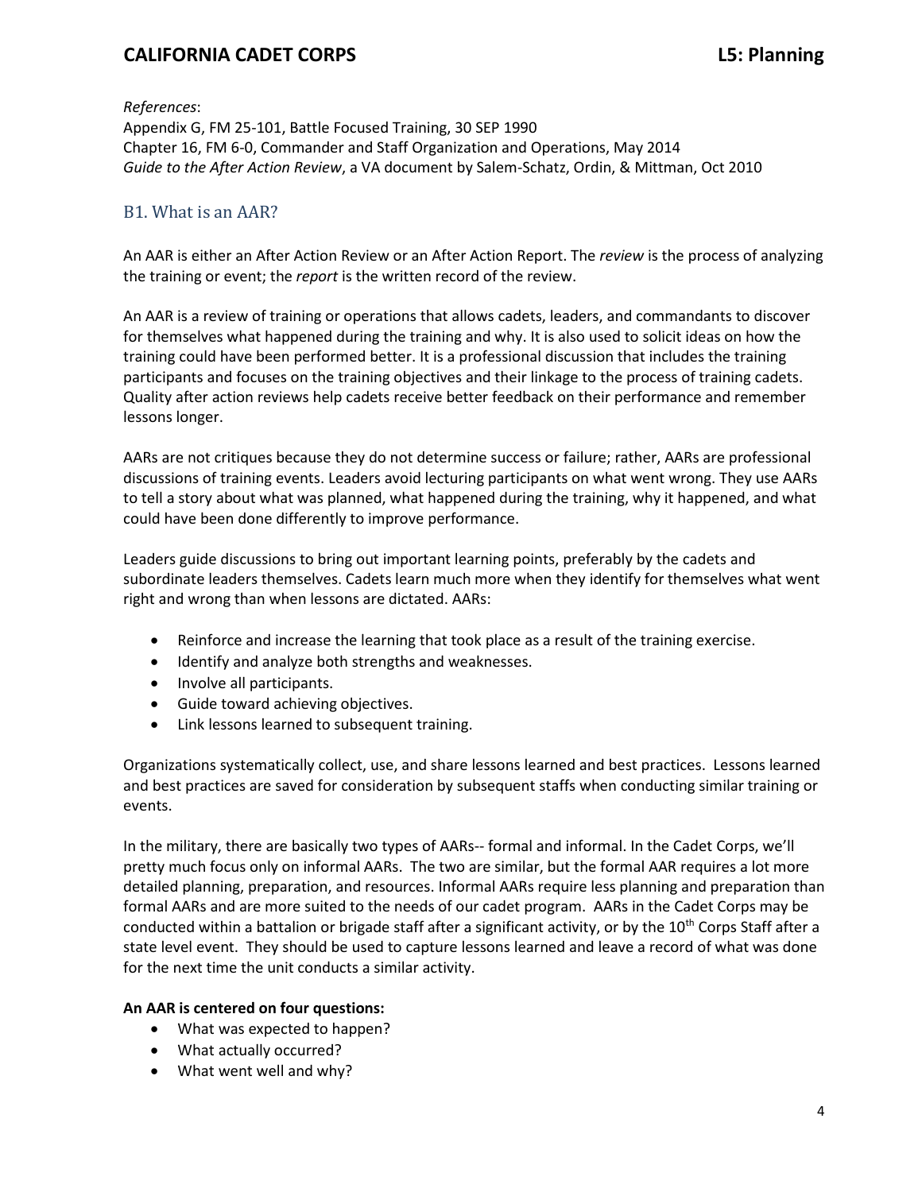*References*:
Appendix G, FM 25-101, Battle Focused Training, 30 SEP 1990
Chapter 16, FM 6-0, Commander and Staff Organization and Operations, May 2014
*Guide to the After Action Review*, a VA document by Salem-Schatz, Ordin, & Mittman, Oct 2010

## B1. What is an AAR?

An AAR is either an After Action Review or an After Action Report. The *review* is the process of analyzing the training or event; the *report* is the written record of the review.

An AAR is a review of training or operations that allows cadets, leaders, and commandants to discover for themselves what happened during the training and why. It is also used to solicit ideas on how the training could have been performed better. It is a professional discussion that includes the training participants and focuses on the training objectives and their linkage to the process of training cadets. Quality after action reviews help cadets receive better feedback on their performance and remember lessons longer.

AARs are not critiques because they do not determine success or failure; rather, AARs are professional discussions of training events. Leaders avoid lecturing participants on what went wrong. They use AARs to tell a story about what was planned, what happened during the training, why it happened, and what could have been done differently to improve performance.

Leaders guide discussions to bring out important learning points, preferably by the cadets and subordinate leaders themselves. Cadets learn much more when they identify for themselves what went right and wrong than when lessons are dictated. AARs:

- Reinforce and increase the learning that took place as a result of the training exercise.
- Identify and analyze both strengths and weaknesses.
- Involve all participants.
- Guide toward achieving objectives.
- Link lessons learned to subsequent training.

Organizations systematically collect, use, and share lessons learned and best practices. Lessons learned and best practices are saved for consideration by subsequent staffs when conducting similar training or events.

In the military, there are basically two types of AARs-- formal and informal. In the Cadet Corps, we'll pretty much focus only on informal AARs. The two are similar, but the formal AAR requires a lot more detailed planning, preparation, and resources. Informal AARs require less planning and preparation than formal AARs and are more suited to the needs of our cadet program. AARs in the Cadet Corps may be conducted within a battalion or brigade staff after a significant activity, or by the 10th Corps Staff after a state level event. They should be used to capture lessons learned and leave a record of what was done for the next time the unit conducts a similar activity.

**An AAR is centered on four questions:**

- What was expected to happen?
- What actually occurred?
- What went well and why?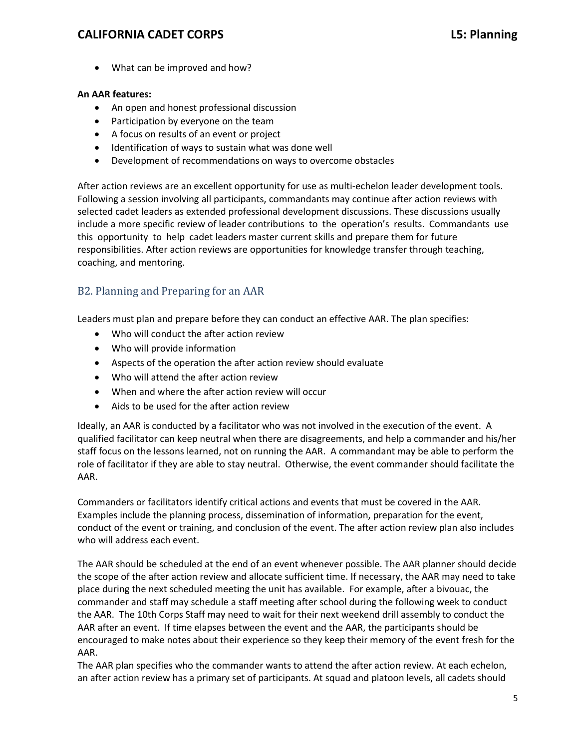- What can be improved and how?

**An AAR features:**

- An open and honest professional discussion
- Participation by everyone on the team
- A focus on results of an event or project
- Identification of ways to sustain what was done well
- Development of recommendations on ways to overcome obstacles

After action reviews are an excellent opportunity for use as multi-echelon leader development tools. Following a session involving all participants, commandants may continue after action reviews with selected cadet leaders as extended professional development discussions. These discussions usually include a more specific review of leader contributions to the operation's results. Commandants use this opportunity to help cadet leaders master current skills and prepare them for future responsibilities. After action reviews are opportunities for knowledge transfer through teaching, coaching, and mentoring.

## B2. Planning and Preparing for an AAR

Leaders must plan and prepare before they can conduct an effective AAR. The plan specifies:

- Who will conduct the after action review
- Who will provide information
- Aspects of the operation the after action review should evaluate
- Who will attend the after action review
- When and where the after action review will occur
- Aids to be used for the after action review

Ideally, an AAR is conducted by a facilitator who was not involved in the execution of the event. A qualified facilitator can keep neutral when there are disagreements, and help a commander and his/her staff focus on the lessons learned, not on running the AAR. A commandant may be able to perform the role of facilitator if they are able to stay neutral. Otherwise, the event commander should facilitate the AAR.

Commanders or facilitators identify critical actions and events that must be covered in the AAR. Examples include the planning process, dissemination of information, preparation for the event, conduct of the event or training, and conclusion of the event. The after action review plan also includes who will address each event.

The AAR should be scheduled at the end of an event whenever possible. The AAR planner should decide the scope of the after action review and allocate sufficient time. If necessary, the AAR may need to take place during the next scheduled meeting the unit has available. For example, after a bivouac, the commander and staff may schedule a staff meeting after school during the following week to conduct the AAR. The 10th Corps Staff may need to wait for their next weekend drill assembly to conduct the AAR after an event. If time elapses between the event and the AAR, the participants should be encouraged to make notes about their experience so they keep their memory of the event fresh for the AAR.

The AAR plan specifies who the commander wants to attend the after action review. At each echelon, an after action review has a primary set of participants. At squad and platoon levels, all cadets should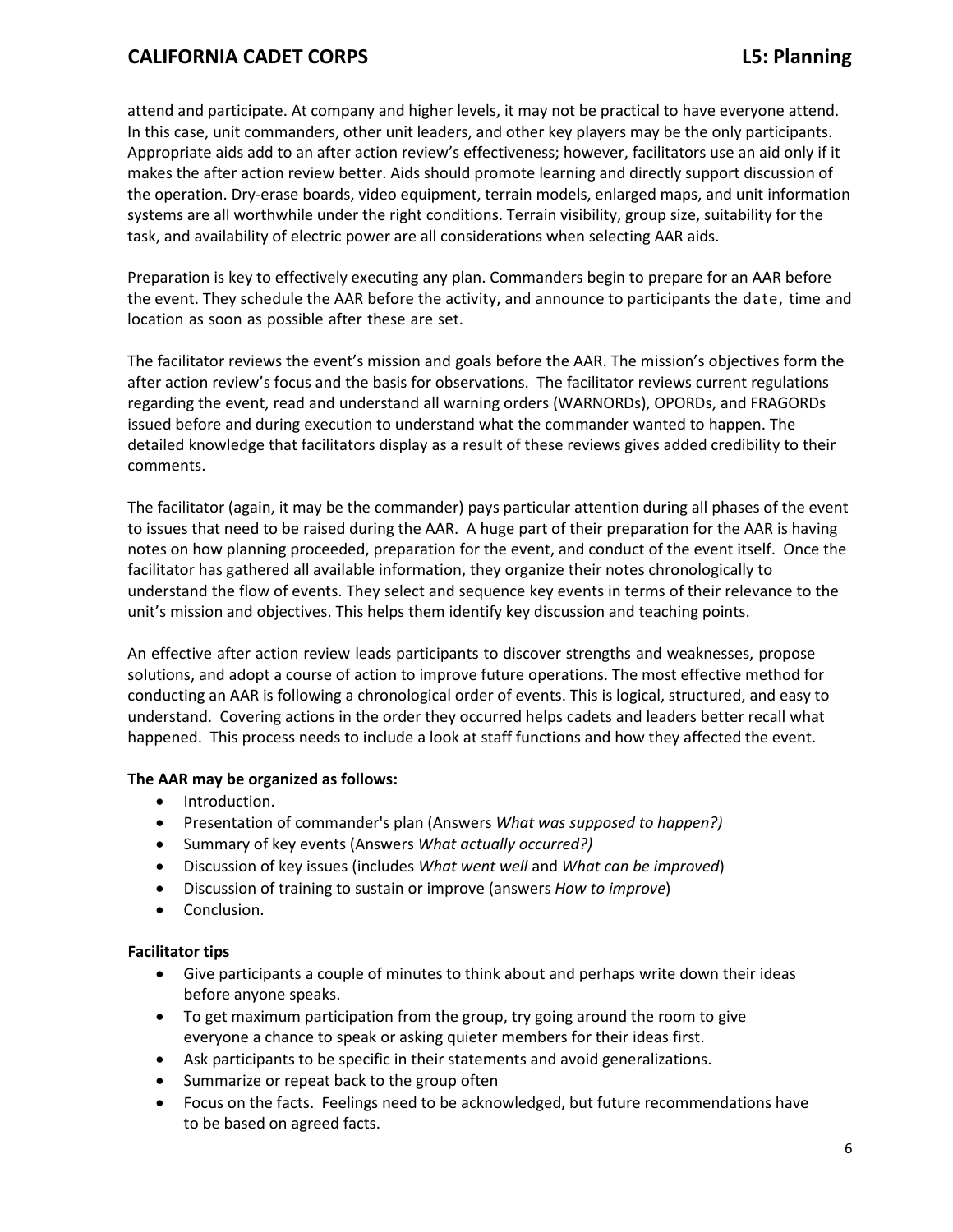attend and participate. At company and higher levels, it may not be practical to have everyone attend. In this case, unit commanders, other unit leaders, and other key players may be the only participants. Appropriate aids add to an after action review's effectiveness; however, facilitators use an aid only if it makes the after action review better. Aids should promote learning and directly support discussion of the operation. Dry-erase boards, video equipment, terrain models, enlarged maps, and unit information systems are all worthwhile under the right conditions. Terrain visibility, group size, suitability for the task, and availability of electric power are all considerations when selecting AAR aids.

Preparation is key to effectively executing any plan. Commanders begin to prepare for an AAR before the event. They schedule the AAR before the activity, and announce to participants the date, time and location as soon as possible after these are set.

The facilitator reviews the event's mission and goals before the AAR. The mission's objectives form the after action review's focus and the basis for observations. The facilitator reviews current regulations regarding the event, read and understand all warning orders (WARNORDs), OPORDs, and FRAGORDs issued before and during execution to understand what the commander wanted to happen. The detailed knowledge that facilitators display as a result of these reviews gives added credibility to their comments.

The facilitator (again, it may be the commander) pays particular attention during all phases of the event to issues that need to be raised during the AAR. A huge part of their preparation for the AAR is having notes on how planning proceeded, preparation for the event, and conduct of the event itself. Once the facilitator has gathered all available information, they organize their notes chronologically to understand the flow of events. They select and sequence key events in terms of their relevance to the unit's mission and objectives. This helps them identify key discussion and teaching points.

An effective after action review leads participants to discover strengths and weaknesses, propose solutions, and adopt a course of action to improve future operations. The most effective method for conducting an AAR is following a chronological order of events. This is logical, structured, and easy to understand. Covering actions in the order they occurred helps cadets and leaders better recall what happened. This process needs to include a look at staff functions and how they affected the event.

**The AAR may be organized as follows:**

- Introduction.
- Presentation of commander's plan (Answers *What was supposed to happen?)*
- Summary of key events (Answers *What actually occurred?)*
- Discussion of key issues (includes *What went well* and *What can be improved*)
- Discussion of training to sustain or improve (answers *How to improve*)
- Conclusion.

**Facilitator tips**

- Give participants a couple of minutes to think about and perhaps write down their ideas before anyone speaks.
- To get maximum participation from the group, try going around the room to give everyone a chance to speak or asking quieter members for their ideas first.
- Ask participants to be specific in their statements and avoid generalizations.
- Summarize or repeat back to the group often
- Focus on the facts. Feelings need to be acknowledged, but future recommendations have to be based on agreed facts.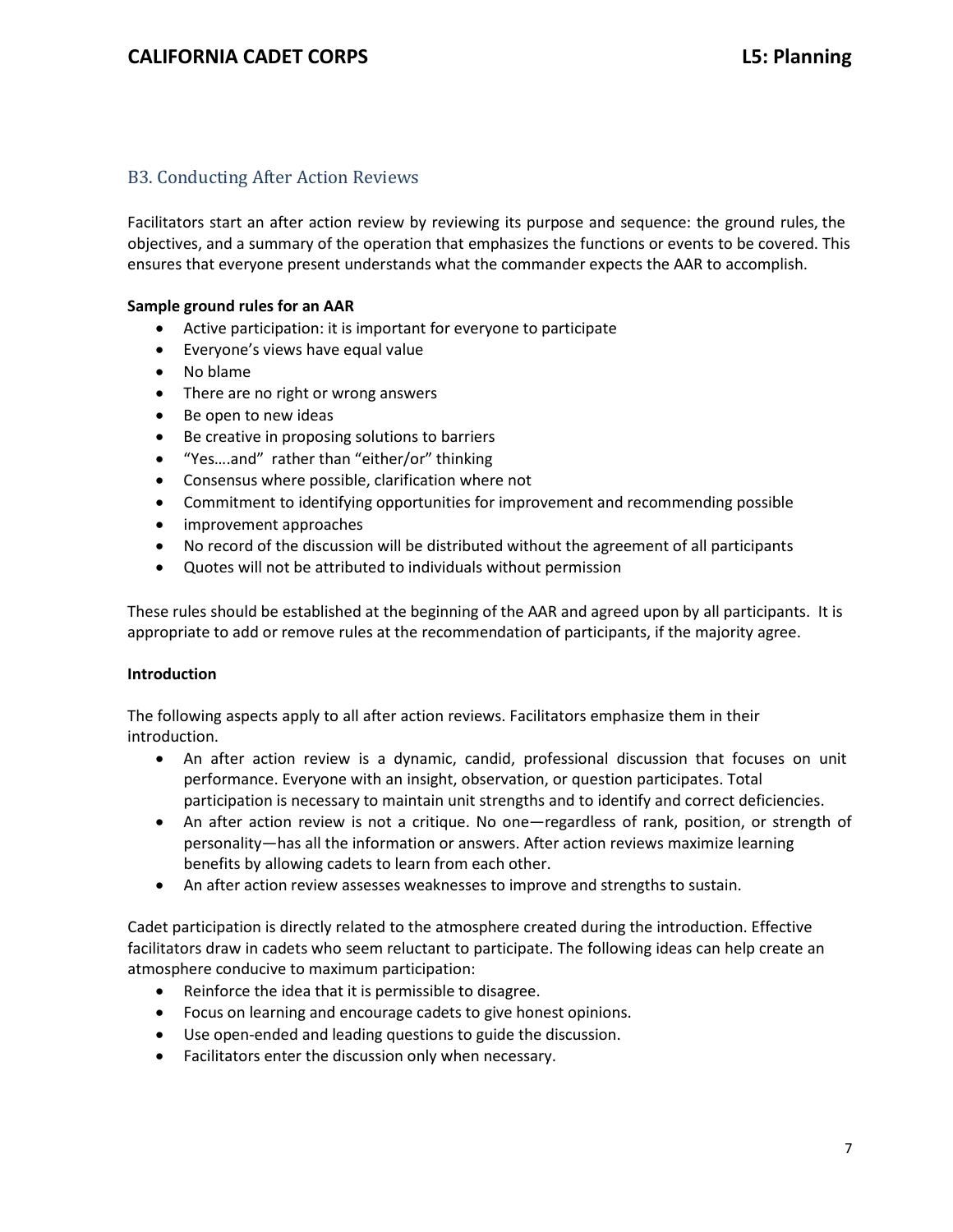## B3. Conducting After Action Reviews

Facilitators start an after action review by reviewing its purpose and sequence: the ground rules, the objectives, and a summary of the operation that emphasizes the functions or events to be covered. This ensures that everyone present understands what the commander expects the AAR to accomplish.

**Sample ground rules for an AAR**

- Active participation: it is important for everyone to participate
- Everyone's views have equal value
- No blame
- There are no right or wrong answers
- Be open to new ideas
- Be creative in proposing solutions to barriers
- "Yes….and" rather than "either/or" thinking
- Consensus where possible, clarification where not
- Commitment to identifying opportunities for improvement and recommending possible
- improvement approaches
- No record of the discussion will be distributed without the agreement of all participants
- Quotes will not be attributed to individuals without permission

These rules should be established at the beginning of the AAR and agreed upon by all participants. It is appropriate to add or remove rules at the recommendation of participants, if the majority agree.

**Introduction**

The following aspects apply to all after action reviews. Facilitators emphasize them in their introduction.

- An after action review is a dynamic, candid, professional discussion that focuses on unit performance. Everyone with an insight, observation, or question participates. Total participation is necessary to maintain unit strengths and to identify and correct deficiencies.
- An after action review is not a critique. No one—regardless of rank, position, or strength of personality—has all the information or answers. After action reviews maximize learning benefits by allowing cadets to learn from each other.
- An after action review assesses weaknesses to improve and strengths to sustain.

Cadet participation is directly related to the atmosphere created during the introduction. Effective facilitators draw in cadets who seem reluctant to participate. The following ideas can help create an atmosphere conducive to maximum participation:

- Reinforce the idea that it is permissible to disagree.
- Focus on learning and encourage cadets to give honest opinions.
- Use open-ended and leading questions to guide the discussion.
- Facilitators enter the discussion only when necessary.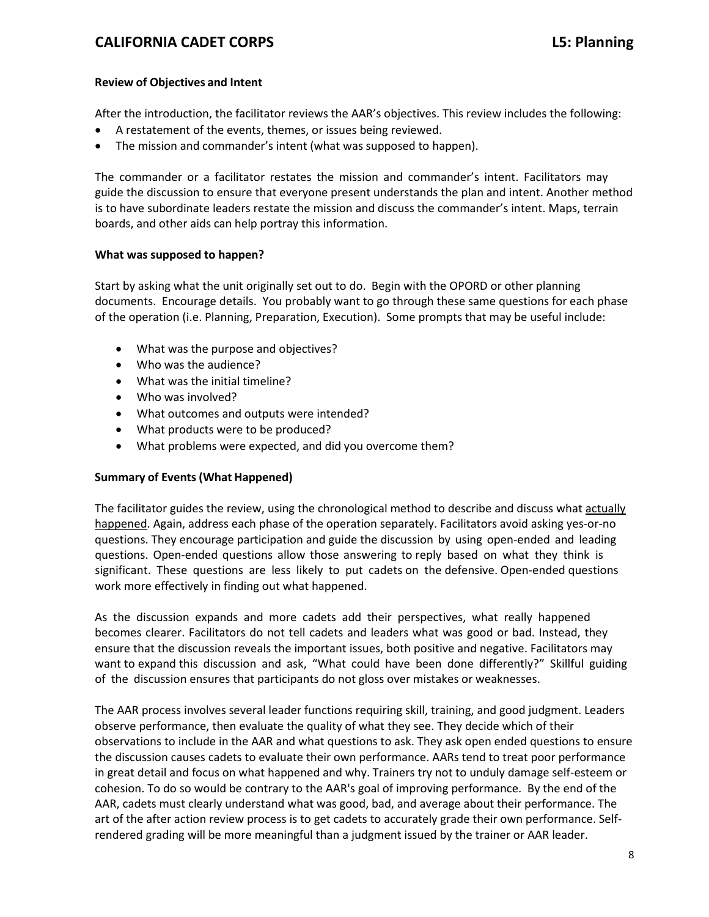**Review of Objectives and Intent**

After the introduction, the facilitator reviews the AAR's objectives. This review includes the following:

- A restatement of the events, themes, or issues being reviewed.
- The mission and commander's intent (what was supposed to happen).

The commander or a facilitator restates the mission and commander's intent. Facilitators may guide the discussion to ensure that everyone present understands the plan and intent. Another method is to have subordinate leaders restate the mission and discuss the commander's intent. Maps, terrain boards, and other aids can help portray this information.

**What was supposed to happen?**

Start by asking what the unit originally set out to do. Begin with the OPORD or other planning documents. Encourage details. You probably want to go through these same questions for each phase of the operation (i.e. Planning, Preparation, Execution). Some prompts that may be useful include:

- What was the purpose and objectives?
- Who was the audience?
- What was the initial timeline?
- Who was involved?
- What outcomes and outputs were intended?
- What products were to be produced?
- What problems were expected, and did you overcome them?

**Summary of Events (What Happened)**

The facilitator guides the review, using the chronological method to describe and discuss what actually happened. Again, address each phase of the operation separately. Facilitators avoid asking yes-or-no questions. They encourage participation and guide the discussion by using open-ended and leading questions. Open-ended questions allow those answering to reply based on what they think is significant. These questions are less likely to put cadets on the defensive. Open-ended questions work more effectively in finding out what happened.

As the discussion expands and more cadets add their perspectives, what really happened becomes clearer. Facilitators do not tell cadets and leaders what was good or bad. Instead, they ensure that the discussion reveals the important issues, both positive and negative. Facilitators may want to expand this discussion and ask, "What could have been done differently?" Skillful guiding of the discussion ensures that participants do not gloss over mistakes or weaknesses.

The AAR process involves several leader functions requiring skill, training, and good judgment. Leaders observe performance, then evaluate the quality of what they see. They decide which of their observations to include in the AAR and what questions to ask. They ask open ended questions to ensure the discussion causes cadets to evaluate their own performance. AARs tend to treat poor performance in great detail and focus on what happened and why. Trainers try not to unduly damage self-esteem or cohesion. To do so would be contrary to the AAR's goal of improving performance. By the end of the AAR, cadets must clearly understand what was good, bad, and average about their performance. The art of the after action review process is to get cadets to accurately grade their own performance. Self-rendered grading will be more meaningful than a judgment issued by the trainer or AAR leader.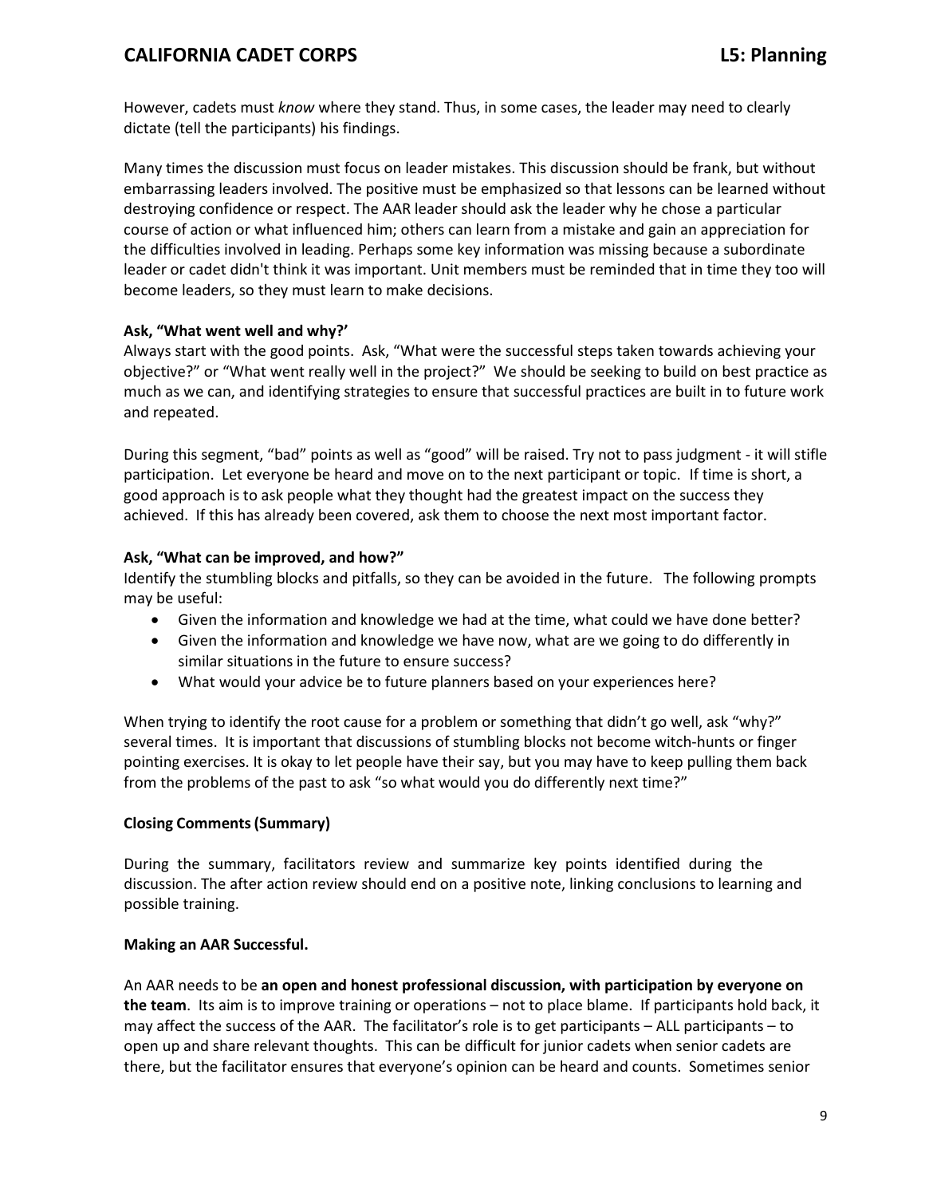However, cadets must *know* where they stand. Thus, in some cases, the leader may need to clearly dictate (tell the participants) his findings.

Many times the discussion must focus on leader mistakes. This discussion should be frank, but without embarrassing leaders involved. The positive must be emphasized so that lessons can be learned without destroying confidence or respect. The AAR leader should ask the leader why he chose a particular course of action or what influenced him; others can learn from a mistake and gain an appreciation for the difficulties involved in leading. Perhaps some key information was missing because a subordinate leader or cadet didn't think it was important. Unit members must be reminded that in time they too will become leaders, so they must learn to make decisions.

**Ask, "What went well and why?'**

Always start with the good points. Ask, "What were the successful steps taken towards achieving your objective?" or "What went really well in the project?" We should be seeking to build on best practice as much as we can, and identifying strategies to ensure that successful practices are built in to future work and repeated.

During this segment, "bad" points as well as "good" will be raised. Try not to pass judgment - it will stifle participation. Let everyone be heard and move on to the next participant or topic. If time is short, a good approach is to ask people what they thought had the greatest impact on the success they achieved. If this has already been covered, ask them to choose the next most important factor.

**Ask, "What can be improved, and how?"**

Identify the stumbling blocks and pitfalls, so they can be avoided in the future. The following prompts may be useful:

- Given the information and knowledge we had at the time, what could we have done better?
- Given the information and knowledge we have now, what are we going to do differently in similar situations in the future to ensure success?
- What would your advice be to future planners based on your experiences here?

When trying to identify the root cause for a problem or something that didn't go well, ask "why?" several times. It is important that discussions of stumbling blocks not become witch-hunts or finger pointing exercises. It is okay to let people have their say, but you may have to keep pulling them back from the problems of the past to ask "so what would you do differently next time?"

**Closing Comments (Summary)**

During the summary, facilitators review and summarize key points identified during the discussion. The after action review should end on a positive note, linking conclusions to learning and possible training.

**Making an AAR Successful.**

An AAR needs to be **an open and honest professional discussion, with participation by everyone on the team**. Its aim is to improve training or operations – not to place blame. If participants hold back, it may affect the success of the AAR. The facilitator's role is to get participants – ALL participants – to open up and share relevant thoughts. This can be difficult for junior cadets when senior cadets are there, but the facilitator ensures that everyone's opinion can be heard and counts. Sometimes senior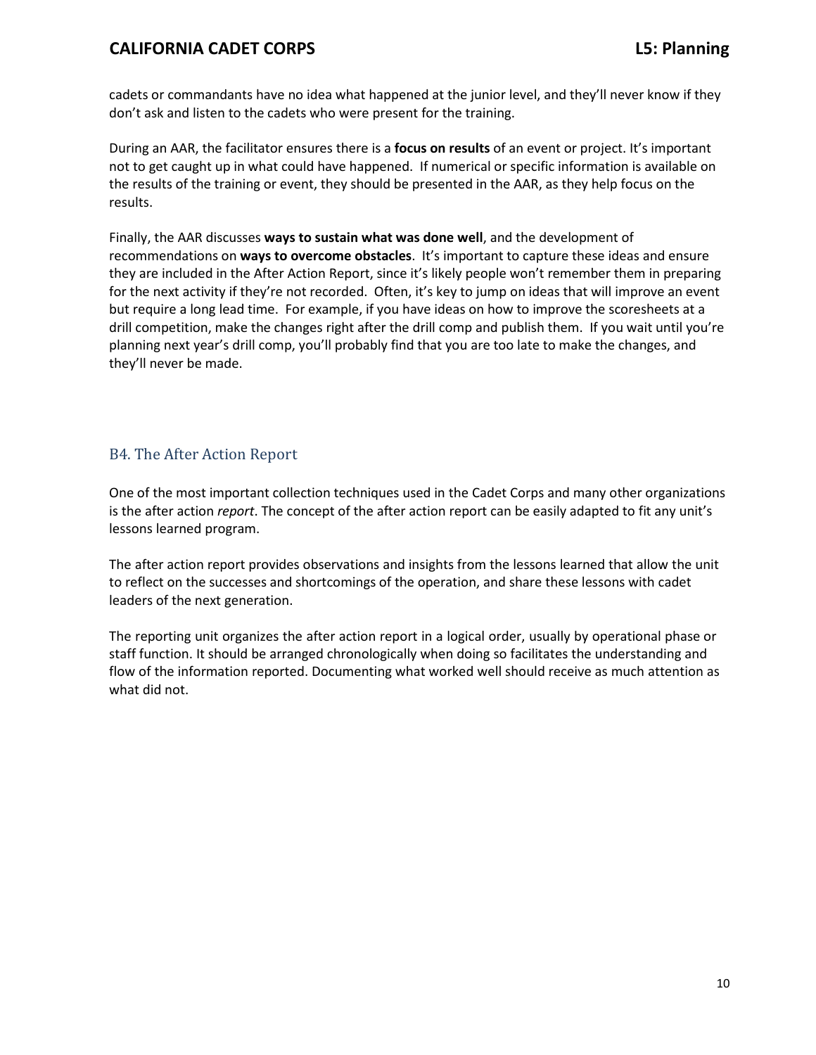cadets or commandants have no idea what happened at the junior level, and they'll never know if they don't ask and listen to the cadets who were present for the training.

During an AAR, the facilitator ensures there is a **focus on results** of an event or project. It's important not to get caught up in what could have happened. If numerical or specific information is available on the results of the training or event, they should be presented in the AAR, as they help focus on the results.

Finally, the AAR discusses **ways to sustain what was done well**, and the development of recommendations on **ways to overcome obstacles**. It's important to capture these ideas and ensure they are included in the After Action Report, since it's likely people won't remember them in preparing for the next activity if they're not recorded. Often, it's key to jump on ideas that will improve an event but require a long lead time. For example, if you have ideas on how to improve the scoresheets at a drill competition, make the changes right after the drill comp and publish them. If you wait until you're planning next year's drill comp, you'll probably find that you are too late to make the changes, and they'll never be made.

## B4. The After Action Report

One of the most important collection techniques used in the Cadet Corps and many other organizations is the after action *report*. The concept of the after action report can be easily adapted to fit any unit's lessons learned program.

The after action report provides observations and insights from the lessons learned that allow the unit to reflect on the successes and shortcomings of the operation, and share these lessons with cadet leaders of the next generation.

The reporting unit organizes the after action report in a logical order, usually by operational phase or staff function. It should be arranged chronologically when doing so facilitates the understanding and flow of the information reported. Documenting what worked well should receive as much attention as what did not.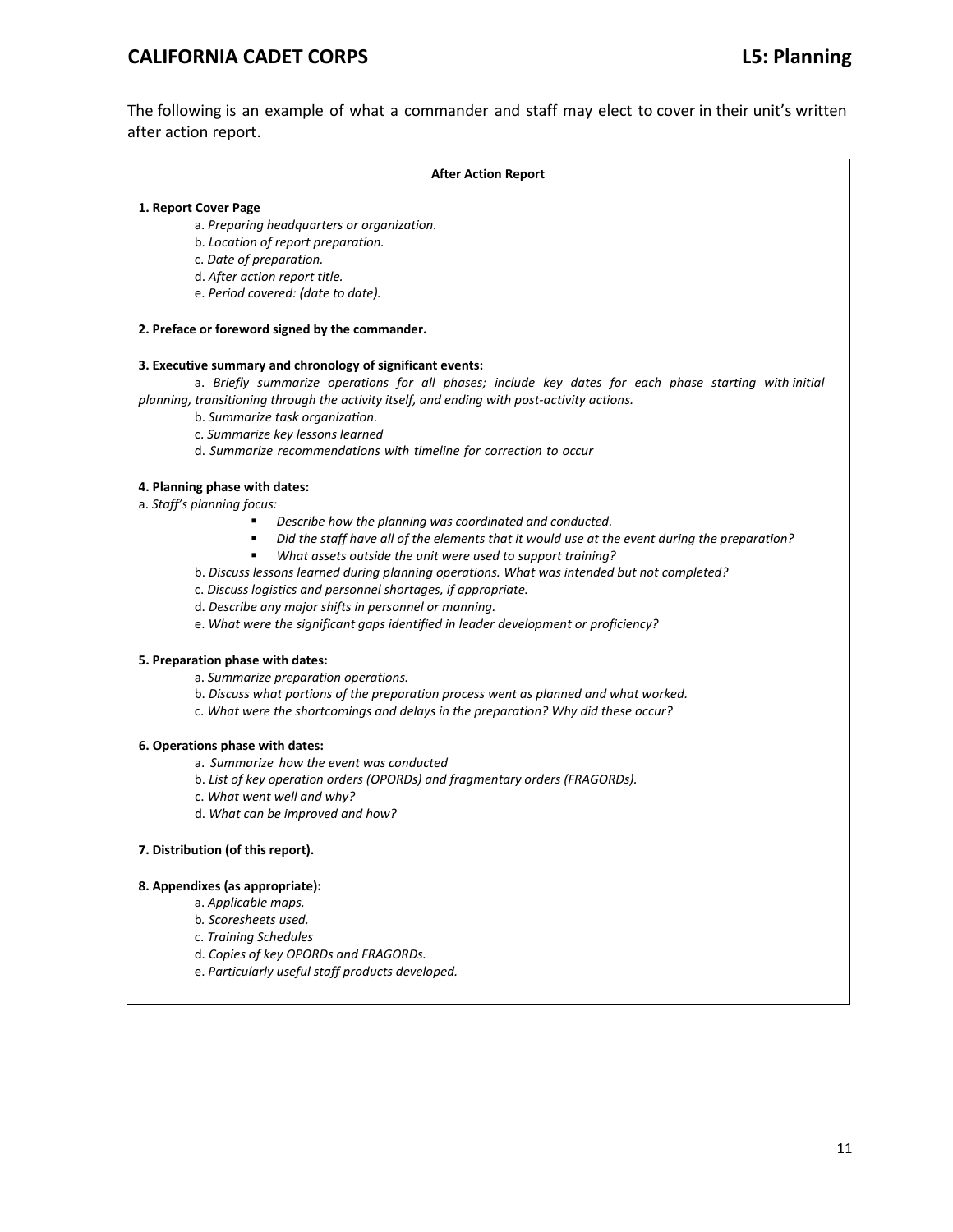The following is an example of what a commander and staff may elect to cover in their unit's written after action report.

**After Action Report**

**1. Report Cover Page**

a. *Preparing headquarters or organization.*
b. *Location of report preparation.*
c. *Date of preparation.*
d. *After action report title.*
e. *Period covered: (date to date).*

**2. Preface or foreword signed by the commander.**

**3. Executive summary and chronology of significant events:**

a. *Briefly summarize operations for all phases; include key dates for each phase starting with initial planning, transitioning through the activity itself, and ending with post-activity actions.*
b. *Summarize task organization.*
c. *Summarize key lessons learned*
d. *Summarize recommendations with timeline for correction to occur*

**4. Planning phase with dates:**

a. *Staff's planning focus:*
- *Describe how the planning was coordinated and conducted.*
- *Did the staff have all of the elements that it would use at the event during the preparation?*
- *What assets outside the unit were used to support training?*

b. *Discuss lessons learned during planning operations. What was intended but not completed?*
c. *Discuss logistics and personnel shortages, if appropriate.*
d. *Describe any major shifts in personnel or manning.*
e. *What were the significant gaps identified in leader development or proficiency?*

**5. Preparation phase with dates:**

a. *Summarize preparation operations.*
b. *Discuss what portions of the preparation process went as planned and what worked.*
c. *What were the shortcomings and delays in the preparation? Why did these occur?*

**6. Operations phase with dates:**

a. *Summarize how the event was conducted*
b. *List of key operation orders (OPORDs) and fragmentary orders (FRAGORDs).*
c. *What went well and why?*
d. *What can be improved and how?*

**7. Distribution (of this report).**

**8. Appendixes (as appropriate):**

a. *Applicable maps.*
b. *Scoresheets used.*
c. *Training Schedules*
d. *Copies of key OPORDs and FRAGORDs.*
e. *Particularly useful staff products developed.*